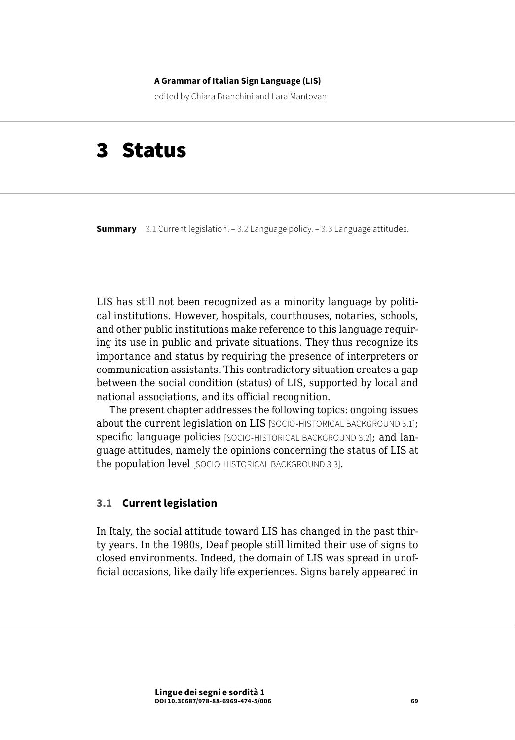# 3 Status

**Summary** 3.1 Current legislation. – 3.2 Language policy. – 3.3 Language attitudes.

LIS has still not been recognized as a minority language by political institutions. However, hospitals, courthouses, notaries, schools, and other public institutions make reference to this language requiring its use in public and private situations. They thus recognize its importance and status by requiring the presence of interpreters or communication assistants. This contradictory situation creates a gap between the social condition (status) of LIS, supported by local and national associations, and its official recognition.

The present chapter addresses the following topics: ongoing issues about the current legislation on LIS [SOCIO-HISTORICAL BACKGROUND 3.1]; specific language policies [SOCIO-HISTORICAL BACKGROUND 3.2]; and language attitudes, namely the opinions concerning the status of LIS at the population level [SOCIO-HISTORICAL BACKGROUND 3.3].

## 3.1 Current legislation

In Italy, the social attitude toward LIS has changed in the past thirty years. In the 1980s, Deaf people still limited their use of signs to closed environments. Indeed, the domain of LIS was spread in unofficial occasions, like daily life experiences. Signs barely appeared in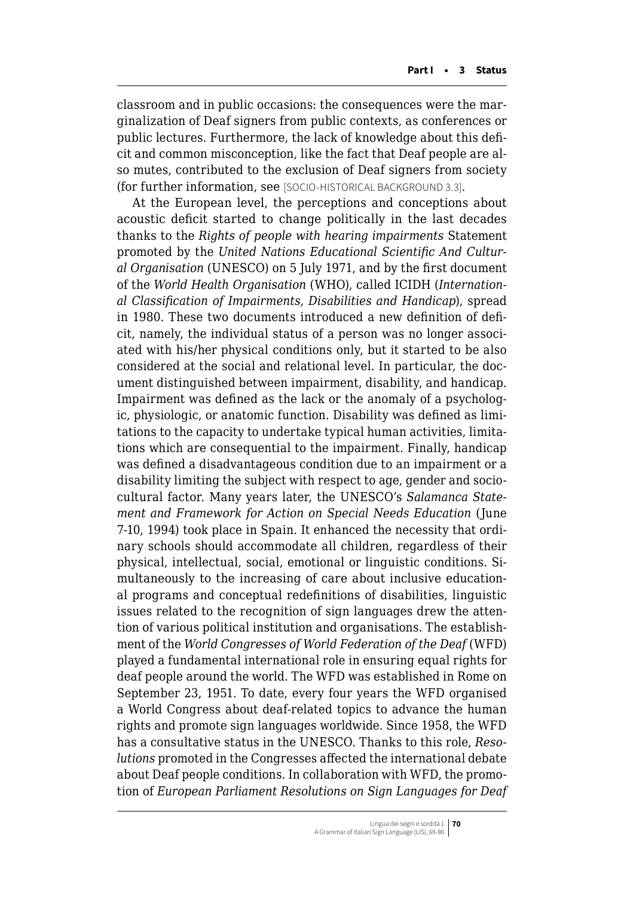classroom and in public occasions: the consequences were the marginalization of Deaf signers from public contexts, as conferences or public lectures. Furthermore, the lack of knowledge about this deficit and common misconception, like the fact that Deaf people are also mutes, contributed to the exclusion of Deaf signers from society (for further information, see [SOCIO-HISTORICAL BACKGROUND 3.3].

At the European level, the perceptions and conceptions about acoustic deficit started to change politically in the last decades thanks to the *Rights of people with hearing impairments* Statement promoted by the *United Nations Educational Scientific And Cultural Organisation* (UNESCO) on 5 July 1971, and by the first document of the *World Health Organisation* (WHO), called ICIDH (*International Classification of Impairments, Disabilities and Handicap*), spread in 1980. These two documents introduced a new definition of deficit, namely, the individual status of a person was no longer associated with his/her physical conditions only, but it started to be also considered at the social and relational level. In particular, the document distinguished between impairment, disability, and handicap. Impairment was defined as the lack or the anomaly of a psychologic, physiologic, or anatomic function. Disability was defined as limitations to the capacity to undertake typical human activities, limitations which are consequential to the impairment. Finally, handicap was defined a disadvantageous condition due to an impairment or a disability limiting the subject with respect to age, gender and sociocultural factor. Many years later, the UNESCO's *Salamanca Statement and Framework for Action on Special Needs Education* (June 7-10, 1994) took place in Spain. It enhanced the necessity that ordinary schools should accommodate all children, regardless of their physical, intellectual, social, emotional or linguistic conditions. Simultaneously to the increasing of care about inclusive educational programs and conceptual redefinitions of disabilities, linguistic issues related to the recognition of sign languages drew the attention of various political institution and organisations. The establishment of the *World Congresses of World Federation of the Deaf* (WFD) played a fundamental international role in ensuring equal rights for deaf people around the world. The WFD was established in Rome on September 23, 1951. To date, every four years the WFD organised a World Congress about deaf-related topics to advance the human rights and promote sign languages worldwide. Since 1958, the WFD has a consultative status in the UNESCO. Thanks to this role, *Resolutions* promoted in the Congresses affected the international debate about Deaf people conditions. In collaboration with WFD, the promotion of *European Parliament Resolutions on Sign Languages for Deaf*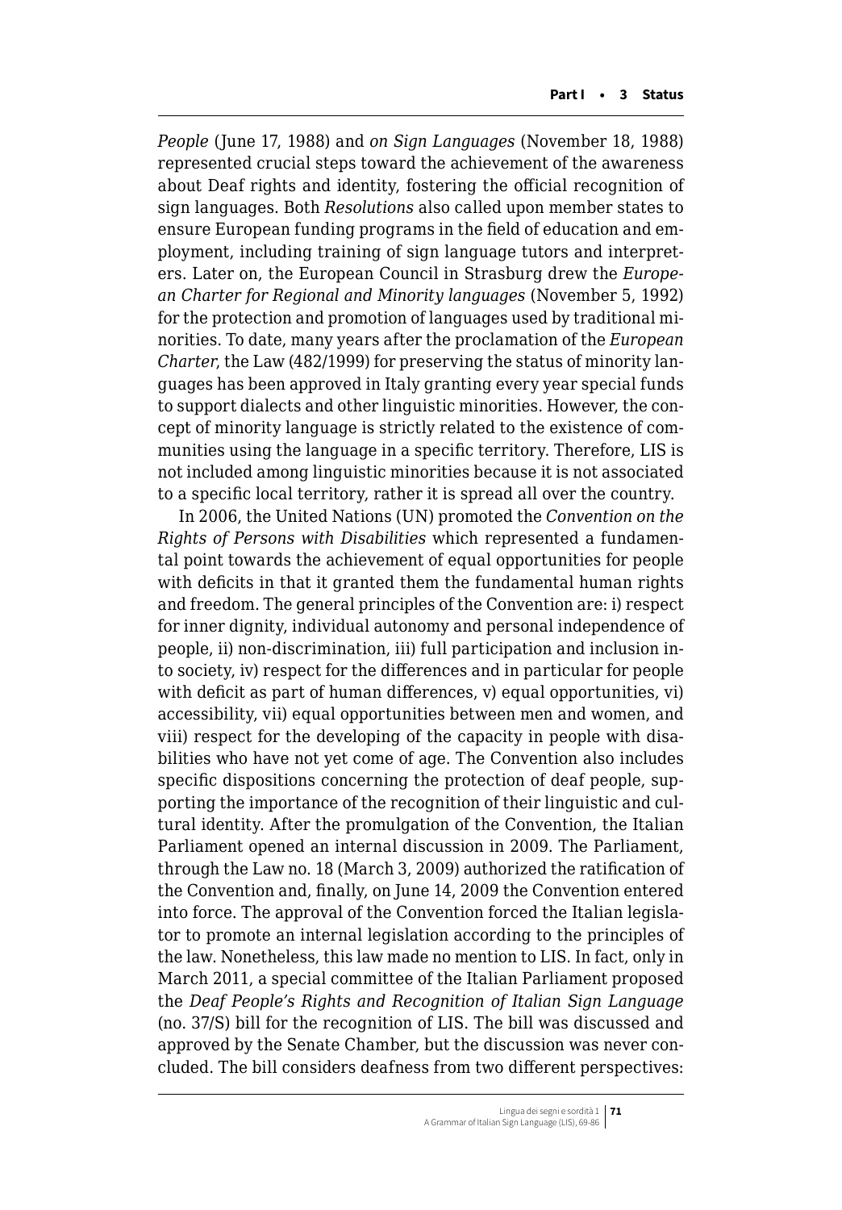*People* (June 17, 1988) and *on Sign Languages* (November 18, 1988) represented crucial steps toward the achievement of the awareness about Deaf rights and identity, fostering the official recognition of sign languages. Both *Resolutions* also called upon member states to ensure European funding programs in the field of education and employment, including training of sign language tutors and interpreters. Later on, the European Council in Strasburg drew the *European Charter for Regional and Minority languages* (November 5, 1992) for the protection and promotion of languages used by traditional minorities. To date, many years after the proclamation of the *European Charter*, the Law (482/1999) for preserving the status of minority languages has been approved in Italy granting every year special funds to support dialects and other linguistic minorities. However, the concept of minority language is strictly related to the existence of communities using the language in a specific territory. Therefore, LIS is not included among linguistic minorities because it is not associated to a specific local territory, rather it is spread all over the country.

In 2006, the United Nations (UN) promoted the *Convention on the Rights of Persons with Disabilities* which represented a fundamental point towards the achievement of equal opportunities for people with deficits in that it granted them the fundamental human rights and freedom. The general principles of the Convention are: i) respect for inner dignity, individual autonomy and personal independence of people, ii) non-discrimination, iii) full participation and inclusion into society, iv) respect for the differences and in particular for people with deficit as part of human differences, v) equal opportunities, vi) accessibility, vii) equal opportunities between men and women, and viii) respect for the developing of the capacity in people with disabilities who have not yet come of age. The Convention also includes specific dispositions concerning the protection of deaf people, supporting the importance of the recognition of their linguistic and cultural identity. After the promulgation of the Convention, the Italian Parliament opened an internal discussion in 2009. The Parliament, through the Law no. 18 (March 3, 2009) authorized the ratification of the Convention and, finally, on June 14, 2009 the Convention entered into force. The approval of the Convention forced the Italian legislator to promote an internal legislation according to the principles of the law. Nonetheless, this law made no mention to LIS. In fact, only in March 2011, a special committee of the Italian Parliament proposed the *Deaf People's Rights and Recognition of Italian Sign Language* (no. 37/S) bill for the recognition of LIS. The bill was discussed and approved by the Senate Chamber, but the discussion was never concluded. The bill considers deafness from two different perspectives: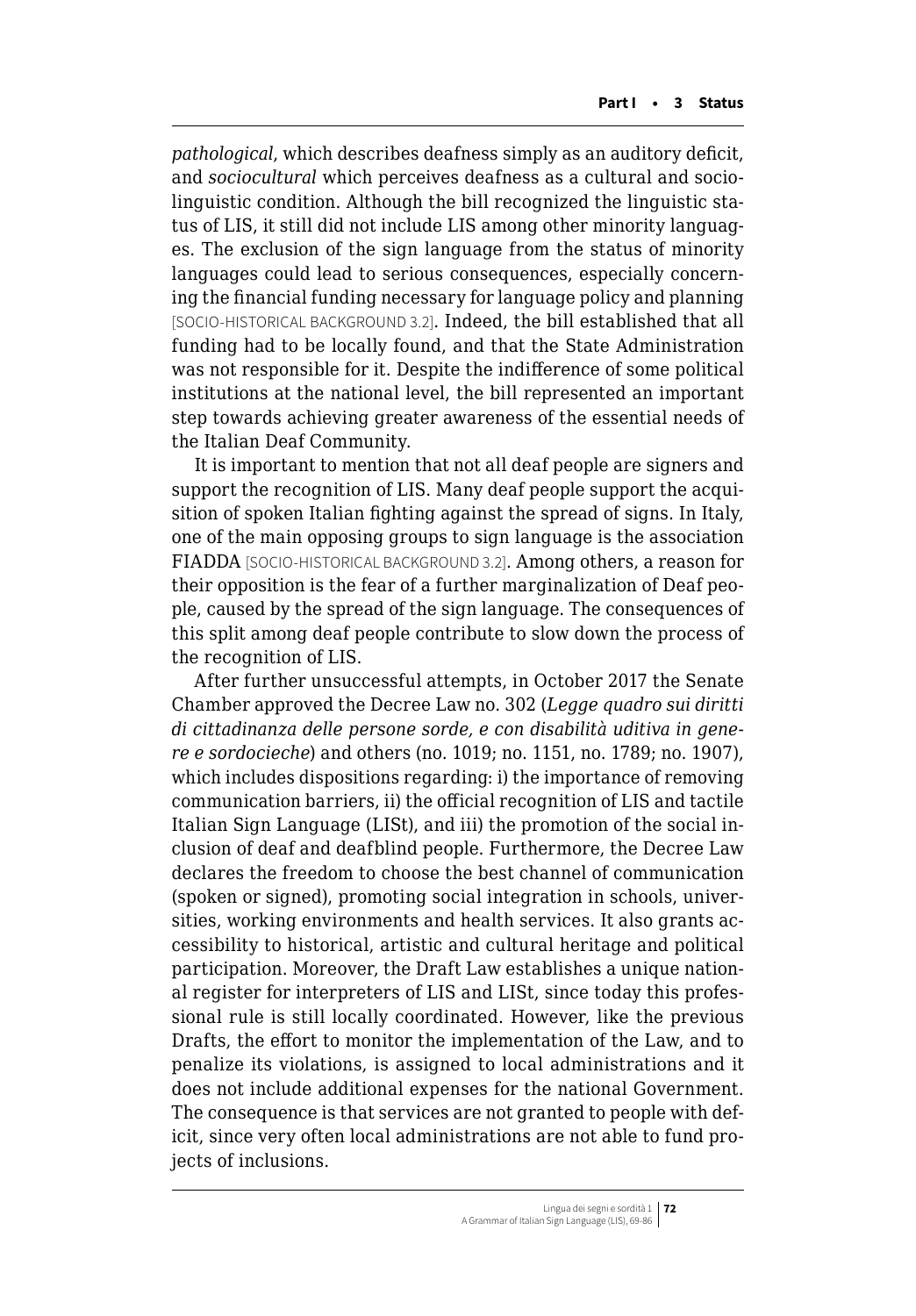*pathological*, which describes deafness simply as an auditory deficit, and *sociocultural* which perceives deafness as a cultural and sociolinguistic condition. Although the bill recognized the linguistic status of LIS, it still did not include LIS among other minority languages. The exclusion of the sign language from the status of minority languages could lead to serious consequences, especially concerning the financial funding necessary for language policy and planning [SOCIO-HISTORICAL BACKGROUND 3.2]. Indeed, the bill established that all funding had to be locally found, and that the State Administration was not responsible for it. Despite the indifference of some political institutions at the national level, the bill represented an important step towards achieving greater awareness of the essential needs of the Italian Deaf Community.

It is important to mention that not all deaf people are signers and support the recognition of LIS. Many deaf people support the acquisition of spoken Italian fighting against the spread of signs. In Italy, one of the main opposing groups to sign language is the association FIADDA [SOCIO-HISTORICAL BACKGROUND 3.2]. Among others, a reason for their opposition is the fear of a further marginalization of Deaf people, caused by the spread of the sign language. The consequences of this split among deaf people contribute to slow down the process of the recognition of LIS.

After further unsuccessful attempts, in October 2017 the Senate Chamber approved the Decree Law no. 302 (*Legge quadro sui diritti di cittadinanza delle persone sorde, e con disabilità uditiva in genere e sordocieche*) and others (no. 1019; no. 1151, no. 1789; no. 1907), which includes dispositions regarding: i) the importance of removing communication barriers, ii) the official recognition of LIS and tactile Italian Sign Language (LISt), and iii) the promotion of the social inclusion of deaf and deafblind people. Furthermore, the Decree Law declares the freedom to choose the best channel of communication (spoken or signed), promoting social integration in schools, universities, working environments and health services. It also grants accessibility to historical, artistic and cultural heritage and political participation. Moreover, the Draft Law establishes a unique national register for interpreters of LIS and LISt, since today this professional rule is still locally coordinated. However, like the previous Drafts, the effort to monitor the implementation of the Law, and to penalize its violations, is assigned to local administrations and it does not include additional expenses for the national Government. The consequence is that services are not granted to people with deficit, since very often local administrations are not able to fund projects of inclusions.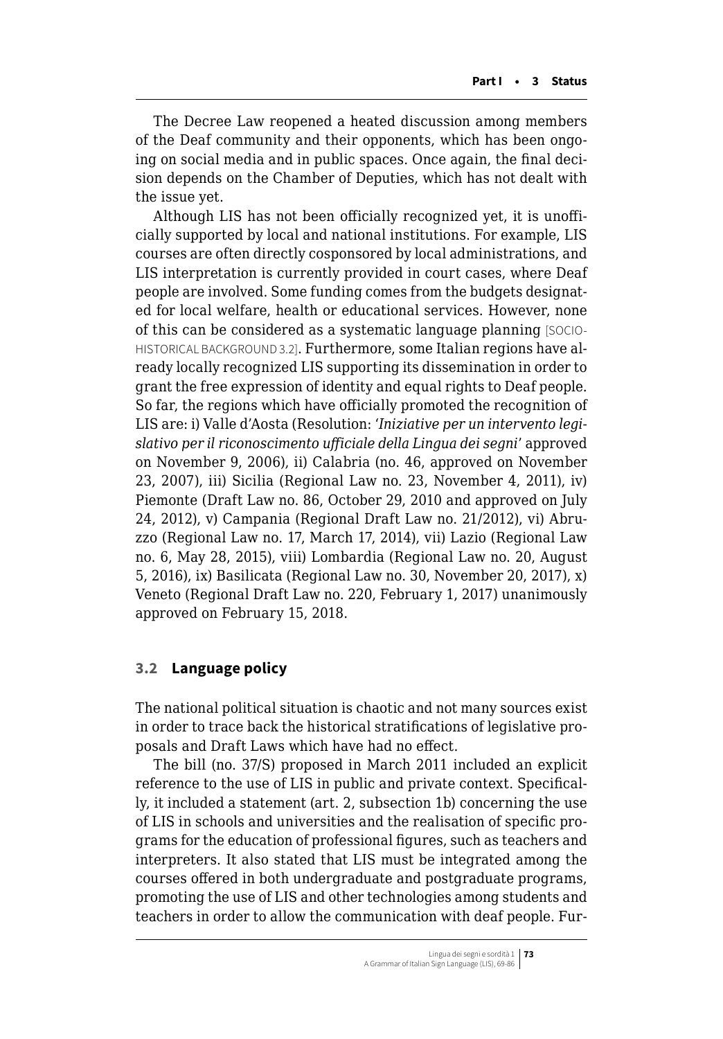The Decree Law reopened a heated discussion among members of the Deaf community and their opponents, which has been ongoing on social media and in public spaces. Once again, the final decision depends on the Chamber of Deputies, which has not dealt with the issue yet.

Although LIS has not been officially recognized yet, it is unofficially supported by local and national institutions. For example, LIS courses are often directly cosponsored by local administrations, and LIS interpretation is currently provided in court cases, where Deaf people are involved. Some funding comes from the budgets designated for local welfare, health or educational services. However, none of this can be considered as a systematic language planning [SOCIO-HISTORICAL BACKGROUND 3.2]. Furthermore, some Italian regions have already locally recognized LIS supporting its dissemination in order to grant the free expression of identity and equal rights to Deaf people. So far, the regions which have officially promoted the recognition of LIS are: i) Valle d'Aosta (Resolution: '*Iniziative per un intervento legislativo per il riconoscimento ufficiale della Lingua dei segni*' approved on November 9, 2006), ii) Calabria (no. 46, approved on November 23, 2007), iii) Sicilia (Regional Law no. 23, November 4, 2011), iv) Piemonte (Draft Law no. 86, October 29, 2010 and approved on July 24, 2012), v) Campania (Regional Draft Law no. 21/2012), vi) Abruzzo (Regional Law no. 17, March 17, 2014), vii) Lazio (Regional Law no. 6, May 28, 2015), viii) Lombardia (Regional Law no. 20, August 5, 2016), ix) Basilicata (Regional Law no. 30, November 20, 2017), x) Veneto (Regional Draft Law no. 220, February 1, 2017) unanimously approved on February 15, 2018.

## 3.2 Language policy

The national political situation is chaotic and not many sources exist in order to trace back the historical stratifications of legislative proposals and Draft Laws which have had no effect.

The bill (no. 37/S) proposed in March 2011 included an explicit reference to the use of LIS in public and private context. Specifically, it included a statement (art. 2, subsection 1b) concerning the use of LIS in schools and universities and the realisation of specific programs for the education of professional figures, such as teachers and interpreters. It also stated that LIS must be integrated among the courses offered in both undergraduate and postgraduate programs, promoting the use of LIS and other technologies among students and teachers in order to allow the communication with deaf people. Fur-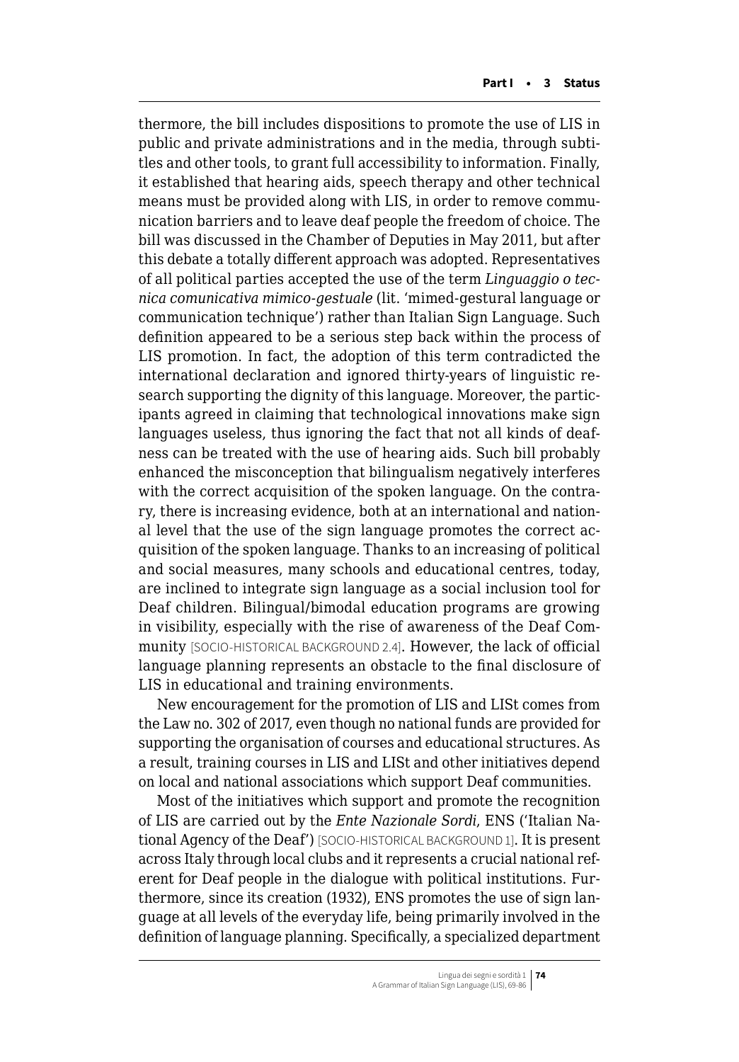thermore, the bill includes dispositions to promote the use of LIS in public and private administrations and in the media, through subtitles and other tools, to grant full accessibility to information. Finally, it established that hearing aids, speech therapy and other technical means must be provided along with LIS, in order to remove communication barriers and to leave deaf people the freedom of choice. The bill was discussed in the Chamber of Deputies in May 2011, but after this debate a totally different approach was adopted. Representatives of all political parties accepted the use of the term *Linguaggio o tecnica comunicativa mimico-gestuale* (lit. 'mimed-gestural language or communication technique') rather than Italian Sign Language. Such definition appeared to be a serious step back within the process of LIS promotion. In fact, the adoption of this term contradicted the international declaration and ignored thirty-years of linguistic research supporting the dignity of this language. Moreover, the participants agreed in claiming that technological innovations make sign languages useless, thus ignoring the fact that not all kinds of deafness can be treated with the use of hearing aids. Such bill probably enhanced the misconception that bilingualism negatively interferes with the correct acquisition of the spoken language. On the contrary, there is increasing evidence, both at an international and national level that the use of the sign language promotes the correct acquisition of the spoken language. Thanks to an increasing of political and social measures, many schools and educational centres, today, are inclined to integrate sign language as a social inclusion tool for Deaf children. Bilingual/bimodal education programs are growing in visibility, especially with the rise of awareness of the Deaf Community [SOCIO-HISTORICAL BACKGROUND 2.4]. However, the lack of official language planning represents an obstacle to the final disclosure of LIS in educational and training environments.

New encouragement for the promotion of LIS and LISt comes from the Law no. 302 of 2017, even though no national funds are provided for supporting the organisation of courses and educational structures. As a result, training courses in LIS and LISt and other initiatives depend on local and national associations which support Deaf communities.

Most of the initiatives which support and promote the recognition of LIS are carried out by the *Ente Nazionale Sordi*, ENS ('Italian National Agency of the Deaf') [SOCIO-HISTORICAL BACKGROUND 1]. It is present across Italy through local clubs and it represents a crucial national referent for Deaf people in the dialogue with political institutions. Furthermore, since its creation (1932), ENS promotes the use of sign language at all levels of the everyday life, being primarily involved in the definition of language planning. Specifically, a specialized department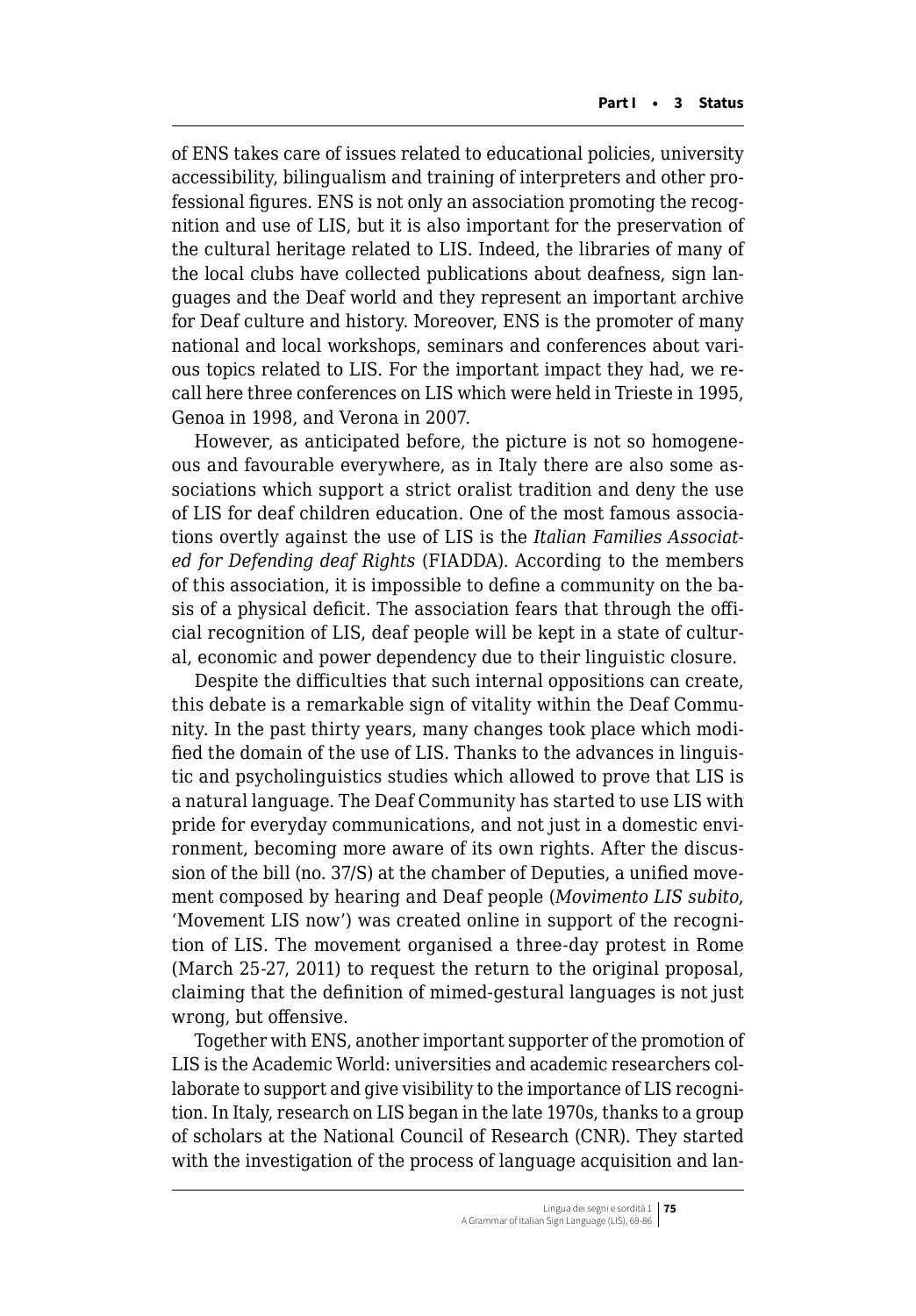of ENS takes care of issues related to educational policies, university accessibility, bilingualism and training of interpreters and other professional figures. ENS is not only an association promoting the recognition and use of LIS, but it is also important for the preservation of the cultural heritage related to LIS. Indeed, the libraries of many of the local clubs have collected publications about deafness, sign languages and the Deaf world and they represent an important archive for Deaf culture and history. Moreover, ENS is the promoter of many national and local workshops, seminars and conferences about various topics related to LIS. For the important impact they had, we recall here three conferences on LIS which were held in Trieste in 1995, Genoa in 1998, and Verona in 2007.

However, as anticipated before, the picture is not so homogeneous and favourable everywhere, as in Italy there are also some associations which support a strict oralist tradition and deny the use of LIS for deaf children education. One of the most famous associations overtly against the use of LIS is the *Italian Families Associated for Defending deaf Rights* (FIADDA). According to the members of this association, it is impossible to define a community on the basis of a physical deficit. The association fears that through the official recognition of LIS, deaf people will be kept in a state of cultural, economic and power dependency due to their linguistic closure.

Despite the difficulties that such internal oppositions can create, this debate is a remarkable sign of vitality within the Deaf Community. In the past thirty years, many changes took place which modified the domain of the use of LIS. Thanks to the advances in linguistic and psycholinguistics studies which allowed to prove that LIS is a natural language. The Deaf Community has started to use LIS with pride for everyday communications, and not just in a domestic environment, becoming more aware of its own rights. After the discussion of the bill (no. 37/S) at the chamber of Deputies, a unified movement composed by hearing and Deaf people (*Movimento LIS subito*, 'Movement LIS now') was created online in support of the recognition of LIS. The movement organised a three-day protest in Rome (March 25-27, 2011) to request the return to the original proposal, claiming that the definition of mimed-gestural languages is not just wrong, but offensive.

Together with ENS, another important supporter of the promotion of LIS is the Academic World: universities and academic researchers collaborate to support and give visibility to the importance of LIS recognition. In Italy, research on LIS began in the late 1970s, thanks to a group of scholars at the National Council of Research (CNR). They started with the investigation of the process of language acquisition and lan-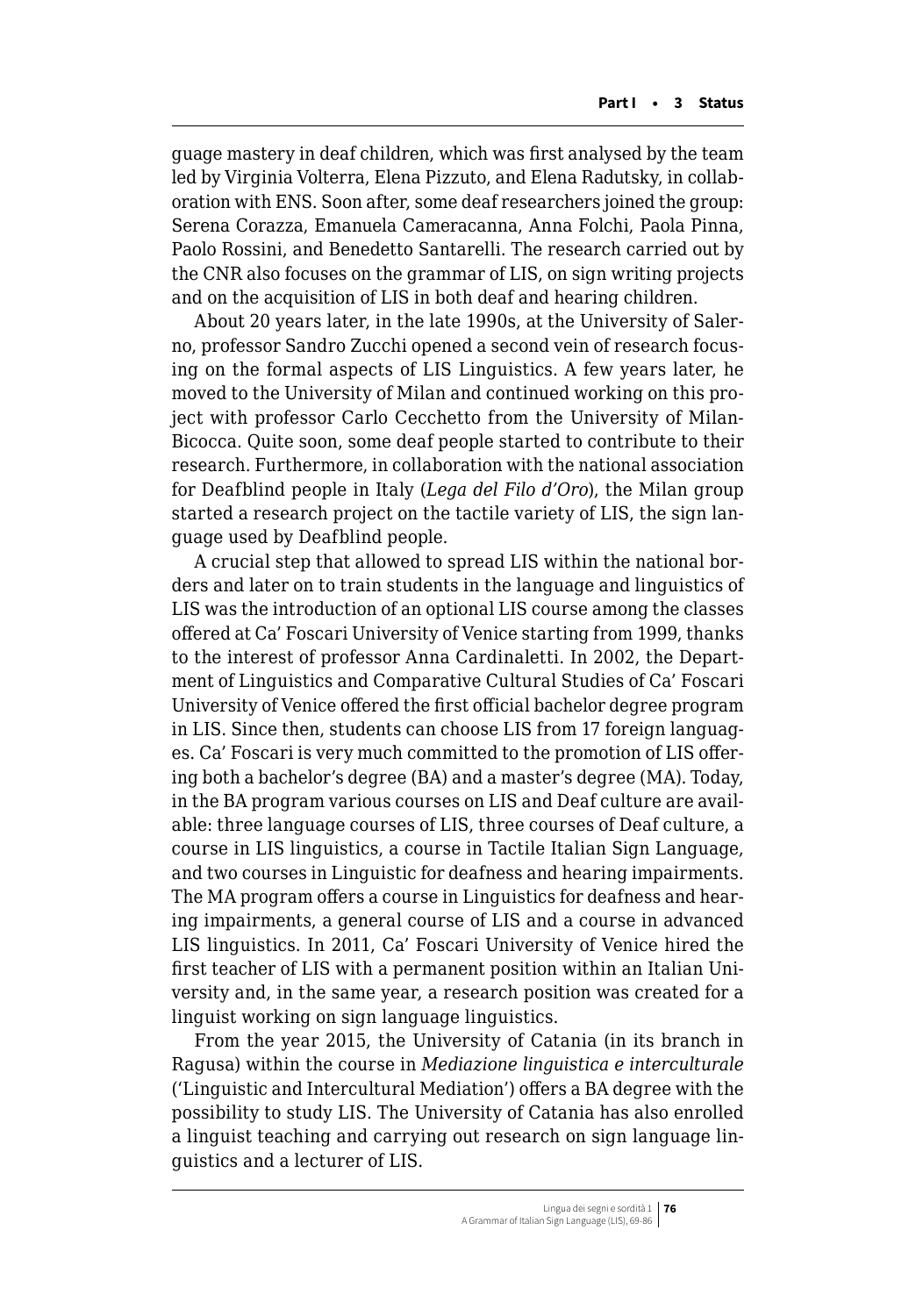guage mastery in deaf children, which was first analysed by the team led by Virginia Volterra, Elena Pizzuto, and Elena Radutsky, in collaboration with ENS. Soon after, some deaf researchers joined the group: Serena Corazza, Emanuela Cameracanna, Anna Folchi, Paola Pinna, Paolo Rossini, and Benedetto Santarelli. The research carried out by the CNR also focuses on the grammar of LIS, on sign writing projects and on the acquisition of LIS in both deaf and hearing children.

About 20 years later, in the late 1990s, at the University of Salerno, professor Sandro Zucchi opened a second vein of research focusing on the formal aspects of LIS Linguistics. A few years later, he moved to the University of Milan and continued working on this project with professor Carlo Cecchetto from the University of Milan-Bicocca. Quite soon, some deaf people started to contribute to their research. Furthermore, in collaboration with the national association for Deafblind people in Italy (*Lega del Filo d'Oro*), the Milan group started a research project on the tactile variety of LIS, the sign language used by Deafblind people.

A crucial step that allowed to spread LIS within the national borders and later on to train students in the language and linguistics of LIS was the introduction of an optional LIS course among the classes offered at Ca' Foscari University of Venice starting from 1999, thanks to the interest of professor Anna Cardinaletti. In 2002, the Department of Linguistics and Comparative Cultural Studies of Ca' Foscari University of Venice offered the first official bachelor degree program in LIS. Since then, students can choose LIS from 17 foreign languages. Ca' Foscari is very much committed to the promotion of LIS offering both a bachelor's degree (BA) and a master's degree (MA). Today, in the BA program various courses on LIS and Deaf culture are available: three language courses of LIS, three courses of Deaf culture, a course in LIS linguistics, a course in Tactile Italian Sign Language, and two courses in Linguistic for deafness and hearing impairments. The MA program offers a course in Linguistics for deafness and hearing impairments, a general course of LIS and a course in advanced LIS linguistics. In 2011, Ca' Foscari University of Venice hired the first teacher of LIS with a permanent position within an Italian University and, in the same year, a research position was created for a linguist working on sign language linguistics.

From the year 2015, the University of Catania (in its branch in Ragusa) within the course in *Mediazione linguistica e interculturale* ('Linguistic and Intercultural Mediation') offers a BA degree with the possibility to study LIS. The University of Catania has also enrolled a linguist teaching and carrying out research on sign language linguistics and a lecturer of LIS.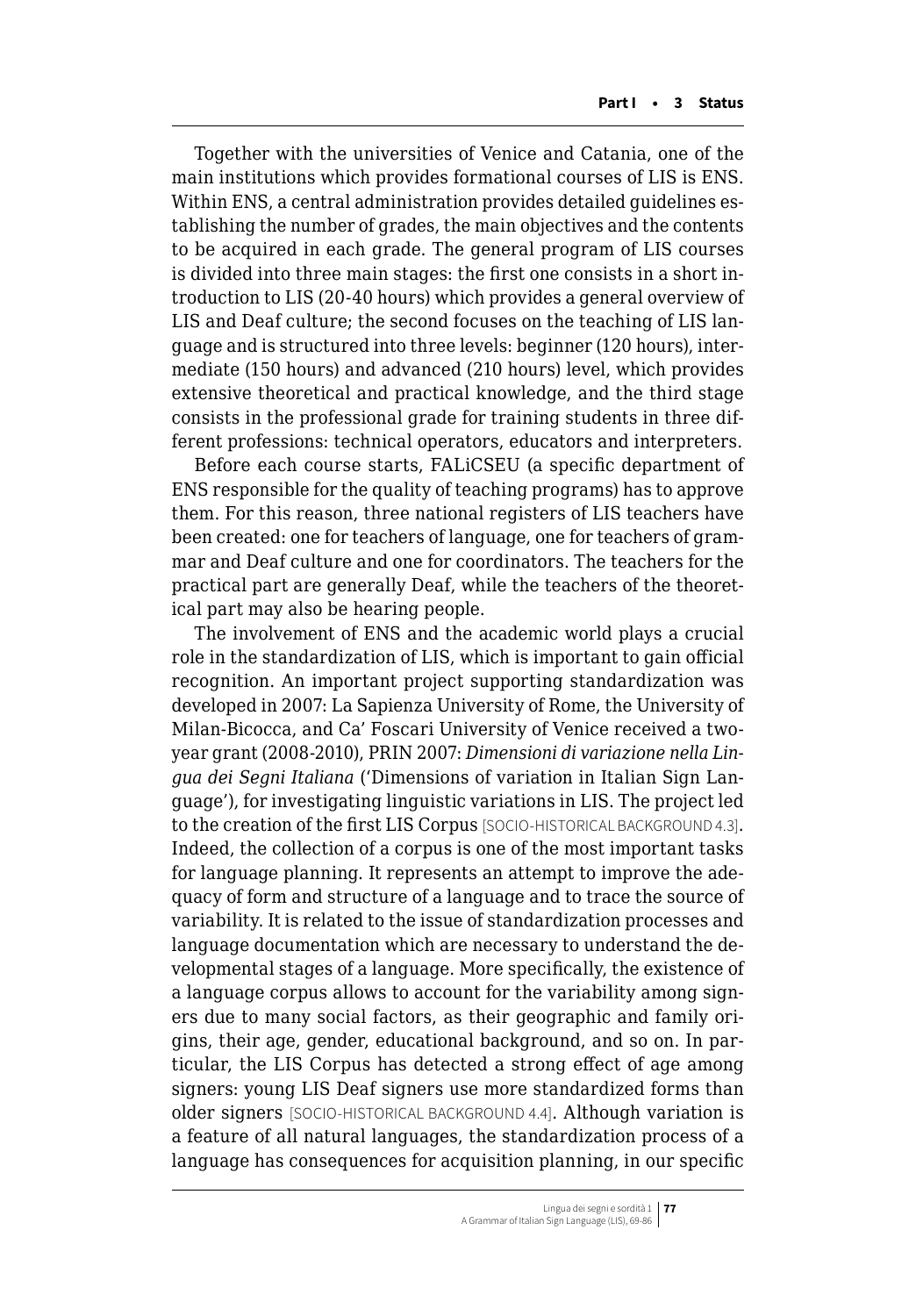Together with the universities of Venice and Catania, one of the main institutions which provides formational courses of LIS is ENS. Within ENS, a central administration provides detailed guidelines establishing the number of grades, the main objectives and the contents to be acquired in each grade. The general program of LIS courses is divided into three main stages: the first one consists in a short introduction to LIS (20-40 hours) which provides a general overview of LIS and Deaf culture; the second focuses on the teaching of LIS language and is structured into three levels: beginner (120 hours), intermediate (150 hours) and advanced (210 hours) level, which provides extensive theoretical and practical knowledge, and the third stage consists in the professional grade for training students in three different professions: technical operators, educators and interpreters.

Before each course starts, FALiCSEU (a specific department of ENS responsible for the quality of teaching programs) has to approve them. For this reason, three national registers of LIS teachers have been created: one for teachers of language, one for teachers of grammar and Deaf culture and one for coordinators. The teachers for the practical part are generally Deaf, while the teachers of the theoretical part may also be hearing people.

The involvement of ENS and the academic world plays a crucial role in the standardization of LIS, which is important to gain official recognition. An important project supporting standardization was developed in 2007: La Sapienza University of Rome, the University of Milan-Bicocca, and Ca' Foscari University of Venice received a two-year grant (2008-2010), PRIN 2007: *Dimensioni di variazione nella Lingua dei Segni Italiana* ('Dimensions of variation in Italian Sign Language'), for investigating linguistic variations in LIS. The project led to the creation of the first LIS Corpus [SOCIO-HISTORICAL BACKGROUND 4.3]. Indeed, the collection of a corpus is one of the most important tasks for language planning. It represents an attempt to improve the adequacy of form and structure of a language and to trace the source of variability. It is related to the issue of standardization processes and language documentation which are necessary to understand the developmental stages of a language. More specifically, the existence of a language corpus allows to account for the variability among signers due to many social factors, as their geographic and family origins, their age, gender, educational background, and so on. In particular, the LIS Corpus has detected a strong effect of age among signers: young LIS Deaf signers use more standardized forms than older signers [SOCIO-HISTORICAL BACKGROUND 4.4]. Although variation is a feature of all natural languages, the standardization process of a language has consequences for acquisition planning, in our specific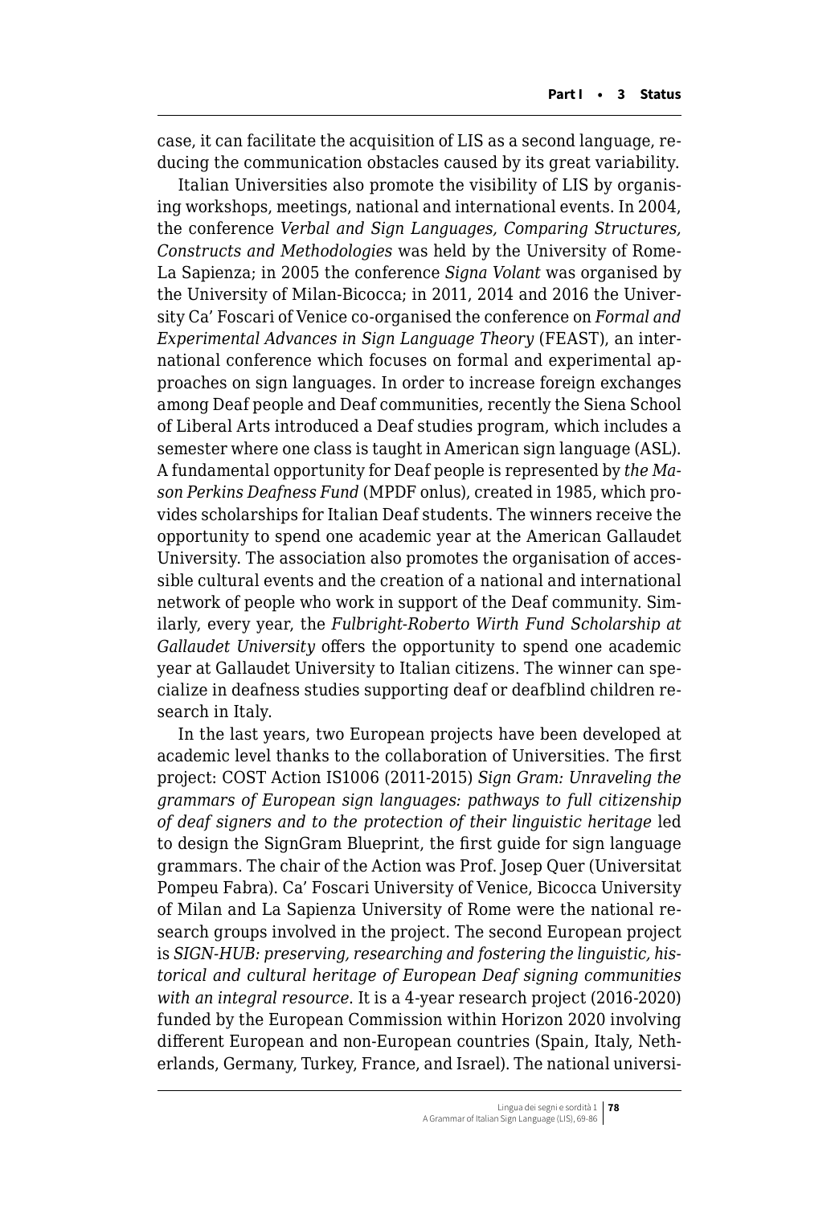case, it can facilitate the acquisition of LIS as a second language, reducing the communication obstacles caused by its great variability.

Italian Universities also promote the visibility of LIS by organising workshops, meetings, national and international events. In 2004, the conference *Verbal and Sign Languages, Comparing Structures, Constructs and Methodologies* was held by the University of Rome-La Sapienza; in 2005 the conference *Signa Volant* was organised by the University of Milan-Bicocca; in 2011, 2014 and 2016 the University Ca' Foscari of Venice co-organised the conference on *Formal and Experimental Advances in Sign Language Theory* (FEAST), an international conference which focuses on formal and experimental approaches on sign languages. In order to increase foreign exchanges among Deaf people and Deaf communities, recently the Siena School of Liberal Arts introduced a Deaf studies program, which includes a semester where one class is taught in American sign language (ASL). A fundamental opportunity for Deaf people is represented by *the Mason Perkins Deafness Fund* (MPDF onlus), created in 1985, which provides scholarships for Italian Deaf students. The winners receive the opportunity to spend one academic year at the American Gallaudet University. The association also promotes the organisation of accessible cultural events and the creation of a national and international network of people who work in support of the Deaf community. Similarly, every year, the *Fulbright-Roberto Wirth Fund Scholarship at Gallaudet University* offers the opportunity to spend one academic year at Gallaudet University to Italian citizens. The winner can specialize in deafness studies supporting deaf or deafblind children research in Italy.

In the last years, two European projects have been developed at academic level thanks to the collaboration of Universities. The first project: COST Action IS1006 (2011-2015) *Sign Gram: Unraveling the grammars of European sign languages: pathways to full citizenship of deaf signers and to the protection of their linguistic heritage* led to design the SignGram Blueprint, the first guide for sign language grammars. The chair of the Action was Prof. Josep Quer (Universitat Pompeu Fabra). Ca' Foscari University of Venice, Bicocca University of Milan and La Sapienza University of Rome were the national research groups involved in the project. The second European project is *SIGN-HUB: preserving, researching and fostering the linguistic, historical and cultural heritage of European Deaf signing communities with an integral resource*. It is a 4-year research project (2016-2020) funded by the European Commission within Horizon 2020 involving different European and non-European countries (Spain, Italy, Netherlands, Germany, Turkey, France, and Israel). The national universi-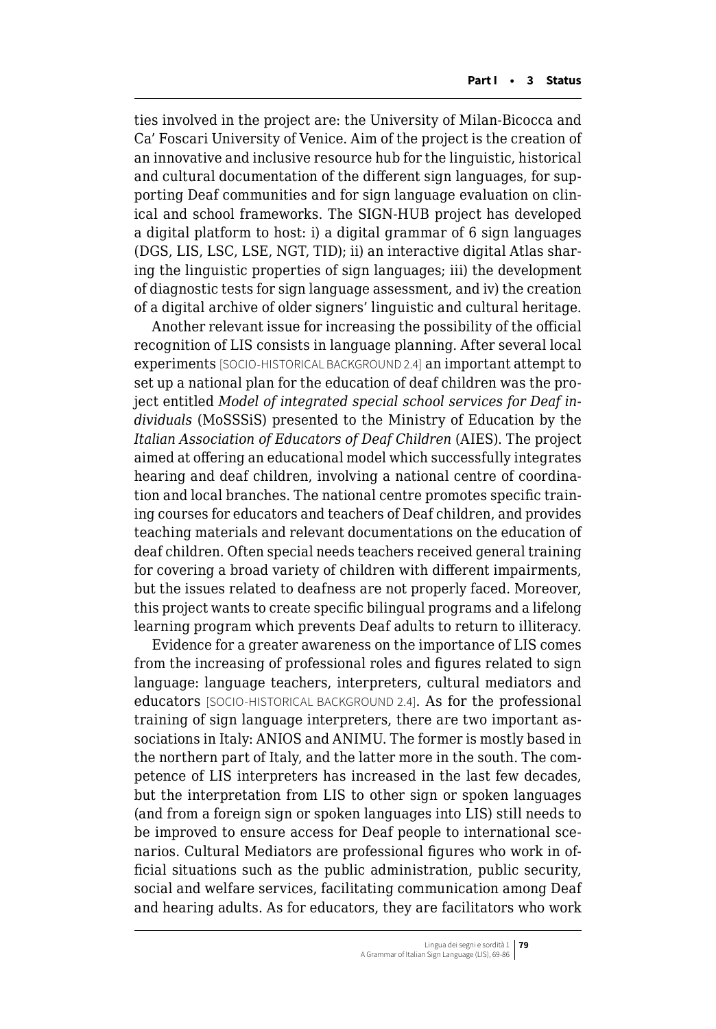ties involved in the project are: the University of Milan-Bicocca and Ca' Foscari University of Venice. Aim of the project is the creation of an innovative and inclusive resource hub for the linguistic, historical and cultural documentation of the different sign languages, for supporting Deaf communities and for sign language evaluation on clinical and school frameworks. The SIGN-HUB project has developed a digital platform to host: i) a digital grammar of 6 sign languages (DGS, LIS, LSC, LSE, NGT, TID); ii) an interactive digital Atlas sharing the linguistic properties of sign languages; iii) the development of diagnostic tests for sign language assessment, and iv) the creation of a digital archive of older signers' linguistic and cultural heritage.

Another relevant issue for increasing the possibility of the official recognition of LIS consists in language planning. After several local experiments [SOCIO-HISTORICAL BACKGROUND 2.4] an important attempt to set up a national plan for the education of deaf children was the project entitled *Model of integrated special school services for Deaf individuals* (MoSSSiS) presented to the Ministry of Education by the *Italian Association of Educators of Deaf Children* (AIES). The project aimed at offering an educational model which successfully integrates hearing and deaf children, involving a national centre of coordination and local branches. The national centre promotes specific training courses for educators and teachers of Deaf children, and provides teaching materials and relevant documentations on the education of deaf children. Often special needs teachers received general training for covering a broad variety of children with different impairments, but the issues related to deafness are not properly faced. Moreover, this project wants to create specific bilingual programs and a lifelong learning program which prevents Deaf adults to return to illiteracy.

Evidence for a greater awareness on the importance of LIS comes from the increasing of professional roles and figures related to sign language: language teachers, interpreters, cultural mediators and educators [SOCIO-HISTORICAL BACKGROUND 2.4]. As for the professional training of sign language interpreters, there are two important associations in Italy: ANIOS and ANIMU. The former is mostly based in the northern part of Italy, and the latter more in the south. The competence of LIS interpreters has increased in the last few decades, but the interpretation from LIS to other sign or spoken languages (and from a foreign sign or spoken languages into LIS) still needs to be improved to ensure access for Deaf people to international scenarios. Cultural Mediators are professional figures who work in official situations such as the public administration, public security, social and welfare services, facilitating communication among Deaf and hearing adults. As for educators, they are facilitators who work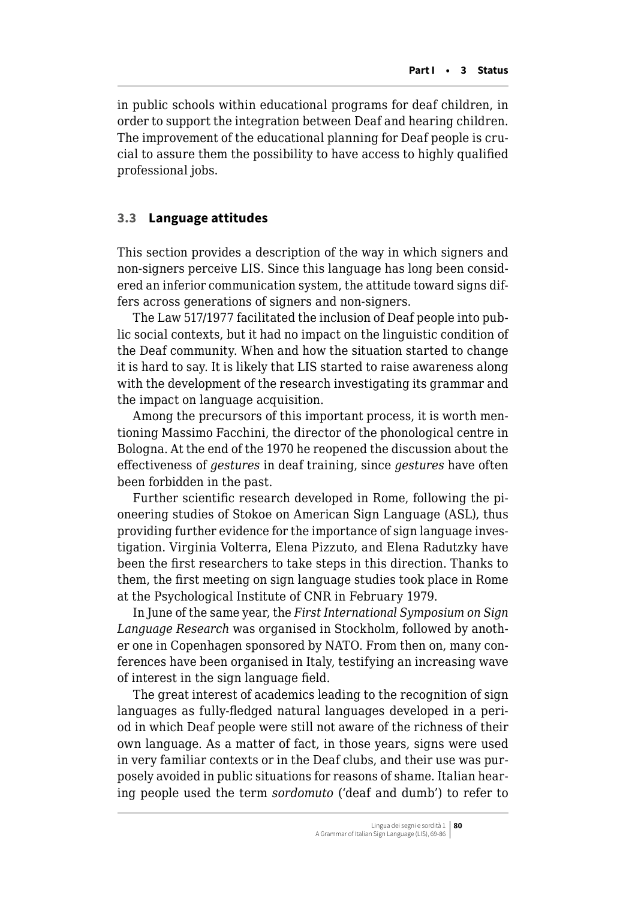in public schools within educational programs for deaf children, in order to support the integration between Deaf and hearing children. The improvement of the educational planning for Deaf people is crucial to assure them the possibility to have access to highly qualified professional jobs.

### 3.3 Language attitudes

This section provides a description of the way in which signers and non-signers perceive LIS. Since this language has long been considered an inferior communication system, the attitude toward signs differs across generations of signers and non-signers.

The Law 517/1977 facilitated the inclusion of Deaf people into public social contexts, but it had no impact on the linguistic condition of the Deaf community. When and how the situation started to change it is hard to say. It is likely that LIS started to raise awareness along with the development of the research investigating its grammar and the impact on language acquisition.

Among the precursors of this important process, it is worth mentioning Massimo Facchini, the director of the phonological centre in Bologna. At the end of the 1970 he reopened the discussion about the effectiveness of *gestures* in deaf training, since *gestures* have often been forbidden in the past.

Further scientific research developed in Rome, following the pioneering studies of Stokoe on American Sign Language (ASL), thus providing further evidence for the importance of sign language investigation. Virginia Volterra, Elena Pizzuto, and Elena Radutzky have been the first researchers to take steps in this direction. Thanks to them, the first meeting on sign language studies took place in Rome at the Psychological Institute of CNR in February 1979.

In June of the same year, the *First International Symposium on Sign Language Research* was organised in Stockholm, followed by another one in Copenhagen sponsored by NATO. From then on, many conferences have been organised in Italy, testifying an increasing wave of interest in the sign language field.

The great interest of academics leading to the recognition of sign languages as fully-fledged natural languages developed in a period in which Deaf people were still not aware of the richness of their own language. As a matter of fact, in those years, signs were used in very familiar contexts or in the Deaf clubs, and their use was purposely avoided in public situations for reasons of shame. Italian hearing people used the term *sordomuto* ('deaf and dumb') to refer to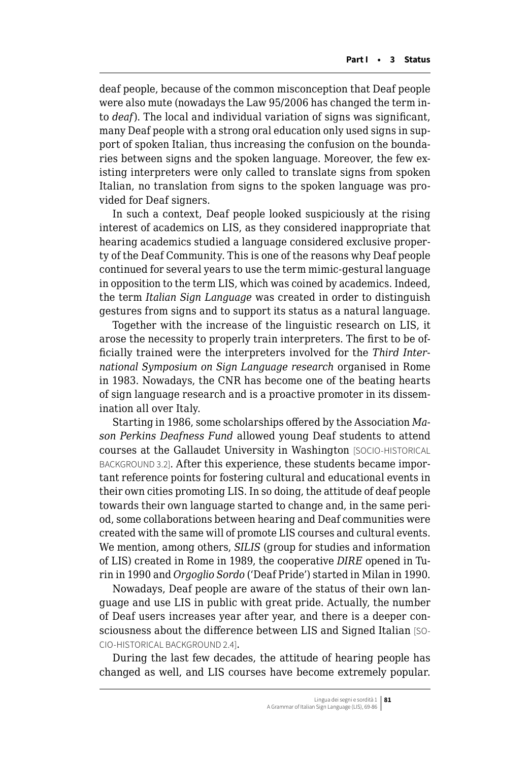deaf people, because of the common misconception that Deaf people were also mute (nowadays the Law 95/2006 has changed the term into *deaf*). The local and individual variation of signs was significant, many Deaf people with a strong oral education only used signs in support of spoken Italian, thus increasing the confusion on the boundaries between signs and the spoken language. Moreover, the few existing interpreters were only called to translate signs from spoken Italian, no translation from signs to the spoken language was provided for Deaf signers.

In such a context, Deaf people looked suspiciously at the rising interest of academics on LIS, as they considered inappropriate that hearing academics studied a language considered exclusive property of the Deaf Community. This is one of the reasons why Deaf people continued for several years to use the term mimic-gestural language in opposition to the term LIS, which was coined by academics. Indeed, the term *Italian Sign Language* was created in order to distinguish gestures from signs and to support its status as a natural language.

Together with the increase of the linguistic research on LIS, it arose the necessity to properly train interpreters. The first to be officially trained were the interpreters involved for the *Third International Symposium on Sign Language research* organised in Rome in 1983. Nowadays, the CNR has become one of the beating hearts of sign language research and is a proactive promoter in its dissemination all over Italy.

Starting in 1986, some scholarships offered by the Association *Mason Perkins Deafness Fund* allowed young Deaf students to attend courses at the Gallaudet University in Washington [SOCIO-HISTORICAL BACKGROUND 3.2]. After this experience, these students became important reference points for fostering cultural and educational events in their own cities promoting LIS. In so doing, the attitude of deaf people towards their own language started to change and, in the same period, some collaborations between hearing and Deaf communities were created with the same will of promote LIS courses and cultural events. We mention, among others, *SILIS* (group for studies and information of LIS) created in Rome in 1989, the cooperative *DIRE* opened in Turin in 1990 and *Orgoglio Sordo* ('Deaf Pride') started in Milan in 1990.

Nowadays, Deaf people are aware of the status of their own language and use LIS in public with great pride. Actually, the number of Deaf users increases year after year, and there is a deeper consciousness about the difference between LIS and Signed Italian [SOCIO-HISTORICAL BACKGROUND 2.4].

During the last few decades, the attitude of hearing people has changed as well, and LIS courses have become extremely popular.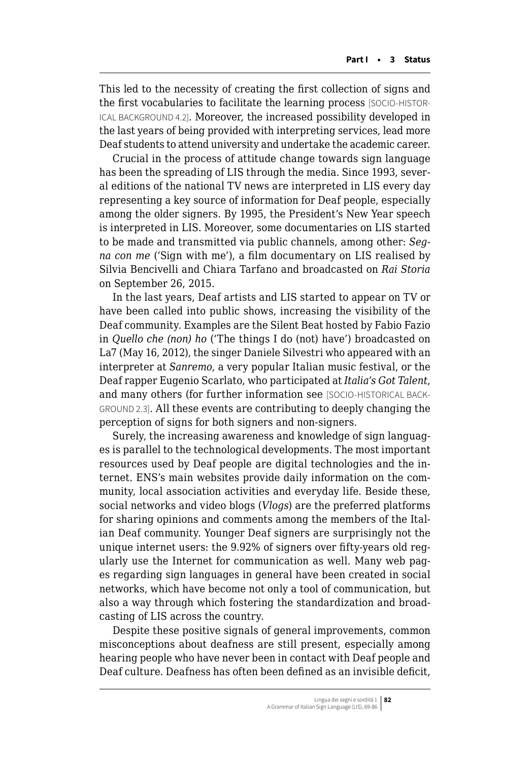This led to the necessity of creating the first collection of signs and the first vocabularies to facilitate the learning process [SOCIO-HISTORICAL BACKGROUND 4.2]. Moreover, the increased possibility developed in the last years of being provided with interpreting services, lead more Deaf students to attend university and undertake the academic career.

Crucial in the process of attitude change towards sign language has been the spreading of LIS through the media. Since 1993, several editions of the national TV news are interpreted in LIS every day representing a key source of information for Deaf people, especially among the older signers. By 1995, the President's New Year speech is interpreted in LIS. Moreover, some documentaries on LIS started to be made and transmitted via public channels, among other: *Segna con me* ('Sign with me'), a film documentary on LIS realised by Silvia Bencivelli and Chiara Tarfano and broadcasted on *Rai Storia* on September 26, 2015.

In the last years, Deaf artists and LIS started to appear on TV or have been called into public shows, increasing the visibility of the Deaf community. Examples are the Silent Beat hosted by Fabio Fazio in *Quello che (non) ho* ('The things I do (not) have') broadcasted on La7 (May 16, 2012), the singer Daniele Silvestri who appeared with an interpreter at *Sanremo*, a very popular Italian music festival, or the Deaf rapper Eugenio Scarlato, who participated at *Italia's Got Talent*, and many others (for further information see [SOCIO-HISTORICAL BACKGROUND 2.3]. All these events are contributing to deeply changing the perception of signs for both signers and non-signers.

Surely, the increasing awareness and knowledge of sign languages is parallel to the technological developments. The most important resources used by Deaf people are digital technologies and the internet. ENS's main websites provide daily information on the community, local association activities and everyday life. Beside these, social networks and video blogs (*Vlogs*) are the preferred platforms for sharing opinions and comments among the members of the Italian Deaf community. Younger Deaf signers are surprisingly not the unique internet users: the 9.92% of signers over fifty-years old regularly use the Internet for communication as well. Many web pages regarding sign languages in general have been created in social networks, which have become not only a tool of communication, but also a way through which fostering the standardization and broadcasting of LIS across the country.

Despite these positive signals of general improvements, common misconceptions about deafness are still present, especially among hearing people who have never been in contact with Deaf people and Deaf culture. Deafness has often been defined as an invisible deficit,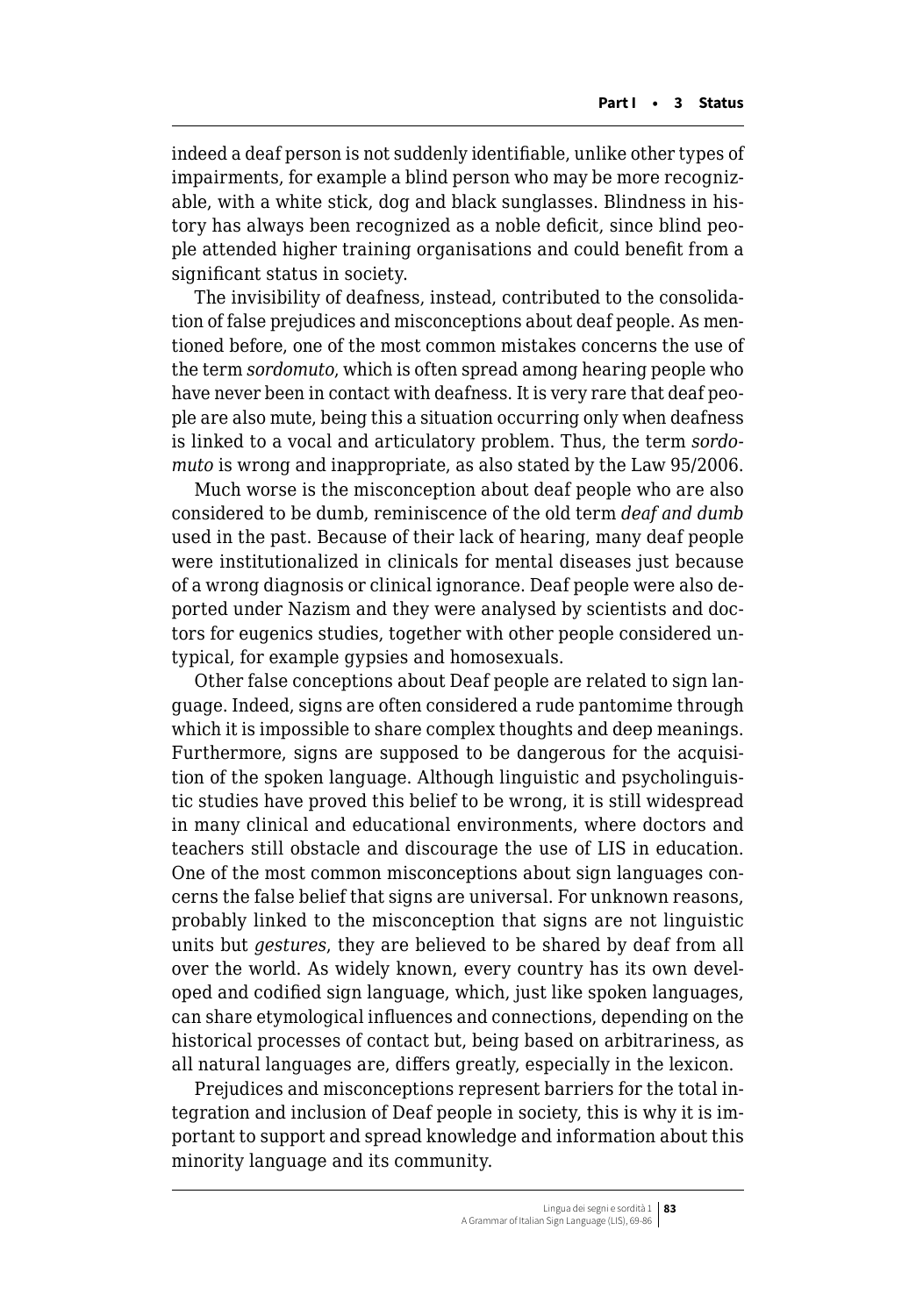indeed a deaf person is not suddenly identifiable, unlike other types of impairments, for example a blind person who may be more recognizable, with a white stick, dog and black sunglasses. Blindness in history has always been recognized as a noble deficit, since blind people attended higher training organisations and could benefit from a significant status in society.

The invisibility of deafness, instead, contributed to the consolidation of false prejudices and misconceptions about deaf people. As mentioned before, one of the most common mistakes concerns the use of the term *sordomuto*, which is often spread among hearing people who have never been in contact with deafness. It is very rare that deaf people are also mute, being this a situation occurring only when deafness is linked to a vocal and articulatory problem. Thus, the term *sordomuto* is wrong and inappropriate, as also stated by the Law 95/2006.

Much worse is the misconception about deaf people who are also considered to be dumb, reminiscence of the old term *deaf and dumb* used in the past. Because of their lack of hearing, many deaf people were institutionalized in clinicals for mental diseases just because of a wrong diagnosis or clinical ignorance. Deaf people were also deported under Nazism and they were analysed by scientists and doctors for eugenics studies, together with other people considered untypical, for example gypsies and homosexuals.

Other false conceptions about Deaf people are related to sign language. Indeed, signs are often considered a rude pantomime through which it is impossible to share complex thoughts and deep meanings. Furthermore, signs are supposed to be dangerous for the acquisition of the spoken language. Although linguistic and psycholinguistic studies have proved this belief to be wrong, it is still widespread in many clinical and educational environments, where doctors and teachers still obstacle and discourage the use of LIS in education. One of the most common misconceptions about sign languages concerns the false belief that signs are universal. For unknown reasons, probably linked to the misconception that signs are not linguistic units but *gestures*, they are believed to be shared by deaf from all over the world. As widely known, every country has its own developed and codified sign language, which, just like spoken languages, can share etymological influences and connections, depending on the historical processes of contact but, being based on arbitrariness, as all natural languages are, differs greatly, especially in the lexicon.

Prejudices and misconceptions represent barriers for the total integration and inclusion of Deaf people in society, this is why it is important to support and spread knowledge and information about this minority language and its community.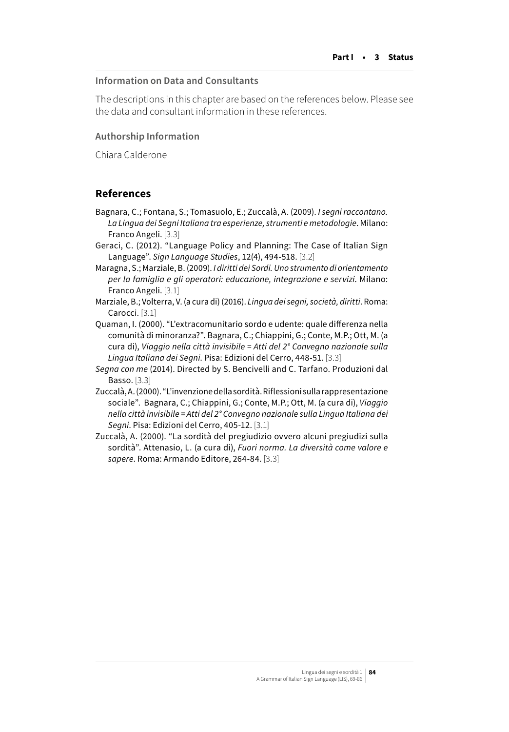#### Information on Data and Consultants

The descriptions in this chapter are based on the references below. Please see the data and consultant information in these references.

#### Authorship Information

Chiara Calderone

## References

Bagnara, C.; Fontana, S.; Tomasuolo, E.; Zuccalà, A. (2009). *I segni raccontano. La Lingua dei Segni Italiana tra esperienze, strumenti e metodologie*. Milano: Franco Angeli. [3.3]

Geraci, C. (2012). "Language Policy and Planning: The Case of Italian Sign Language". *Sign Language Studies*, 12(4), 494-518. [3.2]

Maragna, S.; Marziale, B. (2009). *I diritti dei Sordi. Uno strumento di orientamento per la famiglia e gli operatori: educazione, integrazione e servizi*. Milano: Franco Angeli. [3.1]

Marziale, B.; Volterra, V. (a cura di) (2016). *Lingua dei segni, società, diritti*. Roma: Carocci. [3.1]

Quaman, I. (2000). "L'extracomunitario sordo e udente: quale differenza nella comunità di minoranza?". Bagnara, C.; Chiappini, G.; Conte, M.P.; Ott, M. (a cura di), *Viaggio nella città invisibile = Atti del 2° Convegno nazionale sulla Lingua Italiana dei Segni*. Pisa: Edizioni del Cerro, 448-51. [3.3]

*Segna con me* (2014). Directed by S. Bencivelli and C. Tarfano. Produzioni dal Basso. [3.3]

Zuccalà, A. (2000). "L'invenzione della sordità. Riflessioni sulla rappresentazione sociale". Bagnara, C.; Chiappini, G.; Conte, M.P.; Ott, M. (a cura di), *Viaggio nella città invisibile = Atti del 2° Convegno nazionale sulla Lingua Italiana dei Segni*. Pisa: Edizioni del Cerro, 405-12. [3.1]

Zuccalà, A. (2000). "La sordità del pregiudizio ovvero alcuni pregiudizi sulla sordità". Attenasio, L. (a cura di), *Fuori norma. La diversità come valore e sapere*. Roma: Armando Editore, 264-84. [3.3]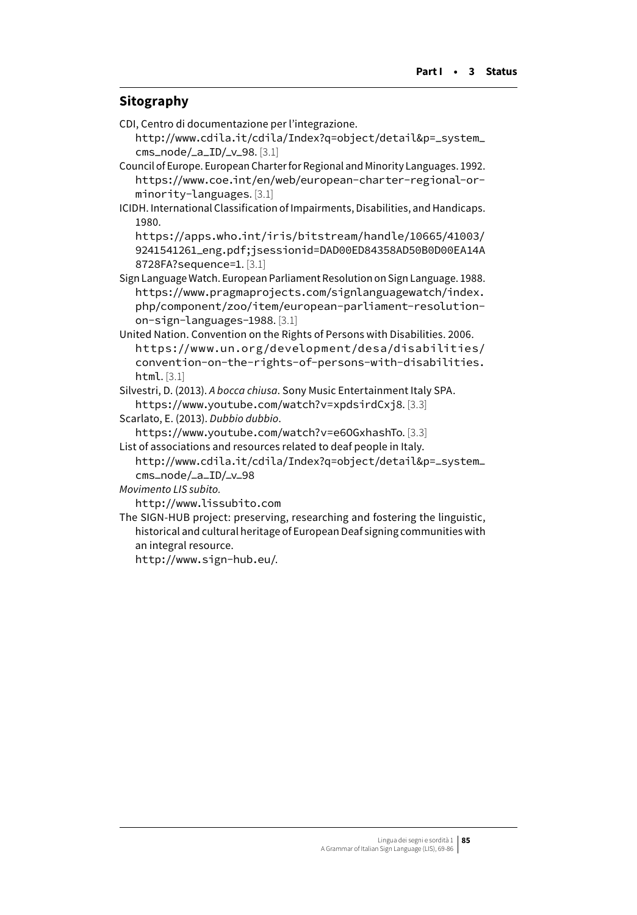## Sitography

CDI, Centro di documentazione per l'integrazione.
http://www.cdila.it/cdila/Index?q=object/detail&p=_system_cms_node/_a_ID/_v_98. [3.1]

Council of Europe. European Charter for Regional and Minority Languages. 1992.
https://www.coe.int/en/web/european-charter-regional-or-minority-languages. [3.1]

ICIDH. International Classification of Impairments, Disabilities, and Handicaps. 1980.
https://apps.who.int/iris/bitstream/handle/10665/41003/9241541261_eng.pdf;jsessionid=DAD00ED84358AD50B0D00EA14A8728FA?sequence=1. [3.1]

Sign Language Watch. European Parliament Resolution on Sign Language. 1988.
https://www.pragmaprojects.com/signlanguagewatch/index.php/component/zoo/item/european-parliament-resolution-on-sign-languages-1988. [3.1]

United Nation. Convention on the Rights of Persons with Disabilities. 2006.
https://www.un.org/development/desa/disabilities/convention-on-the-rights-of-persons-with-disabilities.html. [3.1]

Silvestri, D. (2013). *A bocca chiusa*. Sony Music Entertainment Italy SPA.
https://www.youtube.com/watch?v=xpdsirdCxj8. [3.3]

Scarlato, E. (2013). *Dubbio dubbio*.
https://www.youtube.com/watch?v=e6OGxhashTo. [3.3]

List of associations and resources related to deaf people in Italy.
http://www.cdila.it/cdila/Index?q=object/detail&p=_system_cms_node/_a_ID/_v_98

*Movimento LIS subito.*
http://www.lissubito.com

The SIGN-HUB project: preserving, researching and fostering the linguistic, historical and cultural heritage of European Deaf signing communities with an integral resource.
http://www.sign-hub.eu/.